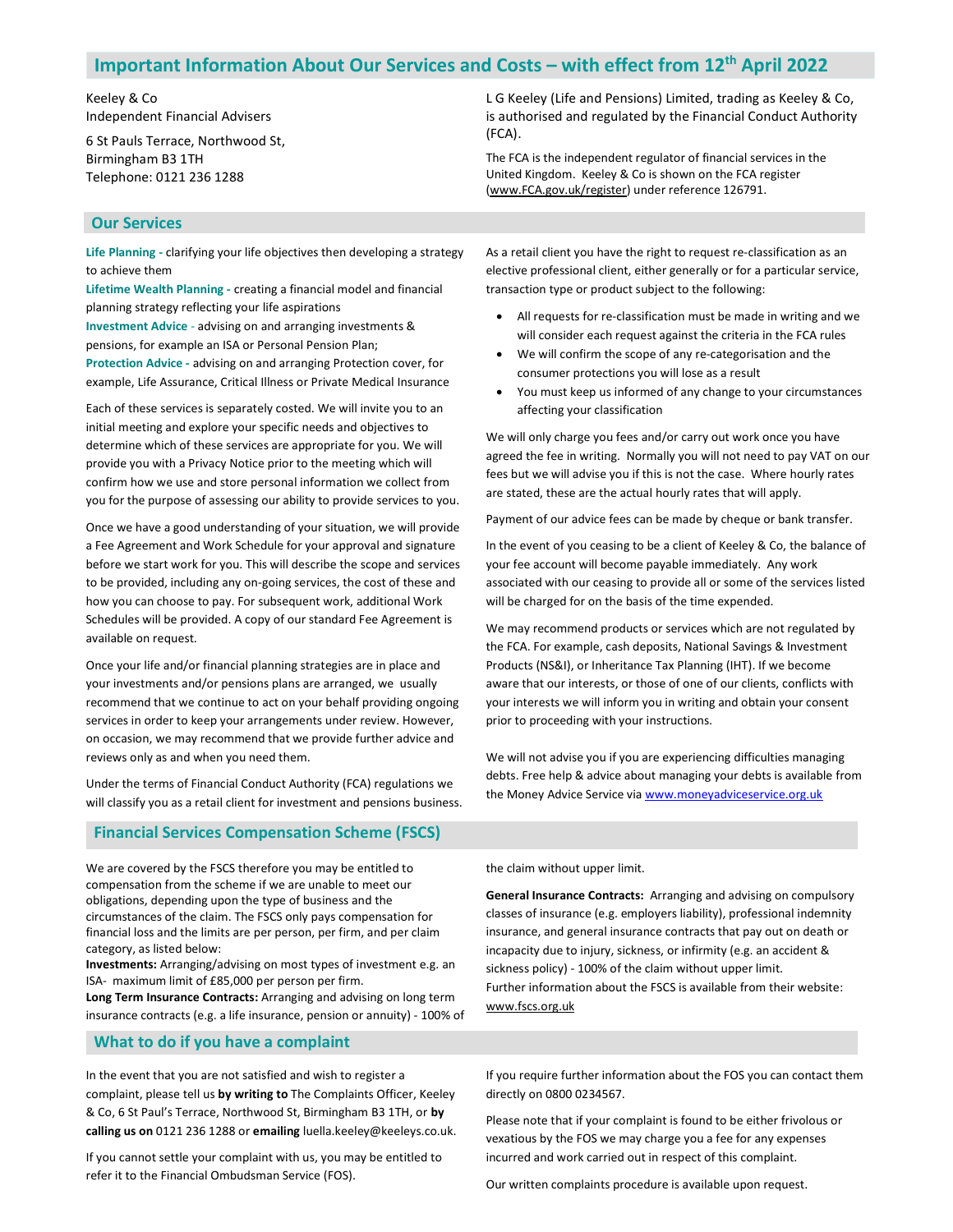# Important Information About Our Services and Costs – with effect from 12th April 2022

Keeley & Co
Independent Financial Advisers

6 St Pauls Terrace, Northwood St,
Birmingham B3 1TH
Telephone: 0121 236 1288

L G Keeley (Life and Pensions) Limited, trading as Keeley & Co, is authorised and regulated by the Financial Conduct Authority (FCA).

The FCA is the independent regulator of financial services in the United Kingdom. Keeley & Co is shown on the FCA register (www.FCA.gov.uk/register) under reference 126791.

## Our Services

**Life Planning -** clarifying your life objectives then developing a strategy to achieve them
**Lifetime Wealth Planning -** creating a financial model and financial planning strategy reflecting your life aspirations
**Investment Advice -** advising on and arranging investments & pensions, for example an ISA or Personal Pension Plan;
**Protection Advice -** advising on and arranging Protection cover, for example, Life Assurance, Critical Illness or Private Medical Insurance

Each of these services is separately costed. We will invite you to an initial meeting and explore your specific needs and objectives to determine which of these services are appropriate for you. We will provide you with a Privacy Notice prior to the meeting which will confirm how we use and store personal information we collect from you for the purpose of assessing our ability to provide services to you.

Once we have a good understanding of your situation, we will provide a Fee Agreement and Work Schedule for your approval and signature before we start work for you. This will describe the scope and services to be provided, including any on-going services, the cost of these and how you can choose to pay. For subsequent work, additional Work Schedules will be provided. A copy of our standard Fee Agreement is available on request.

Once your life and/or financial planning strategies are in place and your investments and/or pensions plans are arranged, we usually recommend that we continue to act on your behalf providing ongoing services in order to keep your arrangements under review. However, on occasion, we may recommend that we provide further advice and reviews only as and when you need them.

Under the terms of Financial Conduct Authority (FCA) regulations we will classify you as a retail client for investment and pensions business.

As a retail client you have the right to request re-classification as an elective professional client, either generally or for a particular service, transaction type or product subject to the following:

- All requests for re-classification must be made in writing and we will consider each request against the criteria in the FCA rules
- We will confirm the scope of any re-categorisation and the consumer protections you will lose as a result
- You must keep us informed of any change to your circumstances affecting your classification

We will only charge you fees and/or carry out work once you have agreed the fee in writing. Normally you will not need to pay VAT on our fees but we will advise you if this is not the case. Where hourly rates are stated, these are the actual hourly rates that will apply.

Payment of our advice fees can be made by cheque or bank transfer.

In the event of you ceasing to be a client of Keeley & Co, the balance of your fee account will become payable immediately. Any work associated with our ceasing to provide all or some of the services listed will be charged for on the basis of the time expended.

We may recommend products or services which are not regulated by the FCA. For example, cash deposits, National Savings & Investment Products (NS&I), or Inheritance Tax Planning (IHT). If we become aware that our interests, or those of one of our clients, conflicts with your interests we will inform you in writing and obtain your consent prior to proceeding with your instructions.

We will not advise you if you are experiencing difficulties managing debts. Free help & advice about managing your debts is available from the Money Advice Service via www.moneyadviceservice.org.uk

## Financial Services Compensation Scheme (FSCS)

We are covered by the FSCS therefore you may be entitled to compensation from the scheme if we are unable to meet our obligations, depending upon the type of business and the circumstances of the claim. The FSCS only pays compensation for financial loss and the limits are per person, per firm, and per claim category, as listed below:
**Investments:** Arranging/advising on most types of investment e.g. an ISA- maximum limit of £85,000 per person per firm.
**Long Term Insurance Contracts:** Arranging and advising on long term insurance contracts (e.g. a life insurance, pension or annuity) - 100% of the claim without upper limit.

**General Insurance Contracts:** Arranging and advising on compulsory classes of insurance (e.g. employers liability), professional indemnity insurance, and general insurance contracts that pay out on death or incapacity due to injury, sickness, or infirmity (e.g. an accident & sickness policy) - 100% of the claim without upper limit.
Further information about the FSCS is available from their website: www.fscs.org.uk

## What to do if you have a complaint

In the event that you are not satisfied and wish to register a complaint, please tell us **by writing to** The Complaints Officer, Keeley & Co, 6 St Paul's Terrace, Northwood St, Birmingham B3 1TH, or **by calling us on** 0121 236 1288 or **emailing** luella.keeley@keeleys.co.uk.

If you cannot settle your complaint with us, you may be entitled to refer it to the Financial Ombudsman Service (FOS).

If you require further information about the FOS you can contact them directly on 0800 0234567.

Please note that if your complaint is found to be either frivolous or vexatious by the FOS we may charge you a fee for any expenses incurred and work carried out in respect of this complaint.

Our written complaints procedure is available upon request.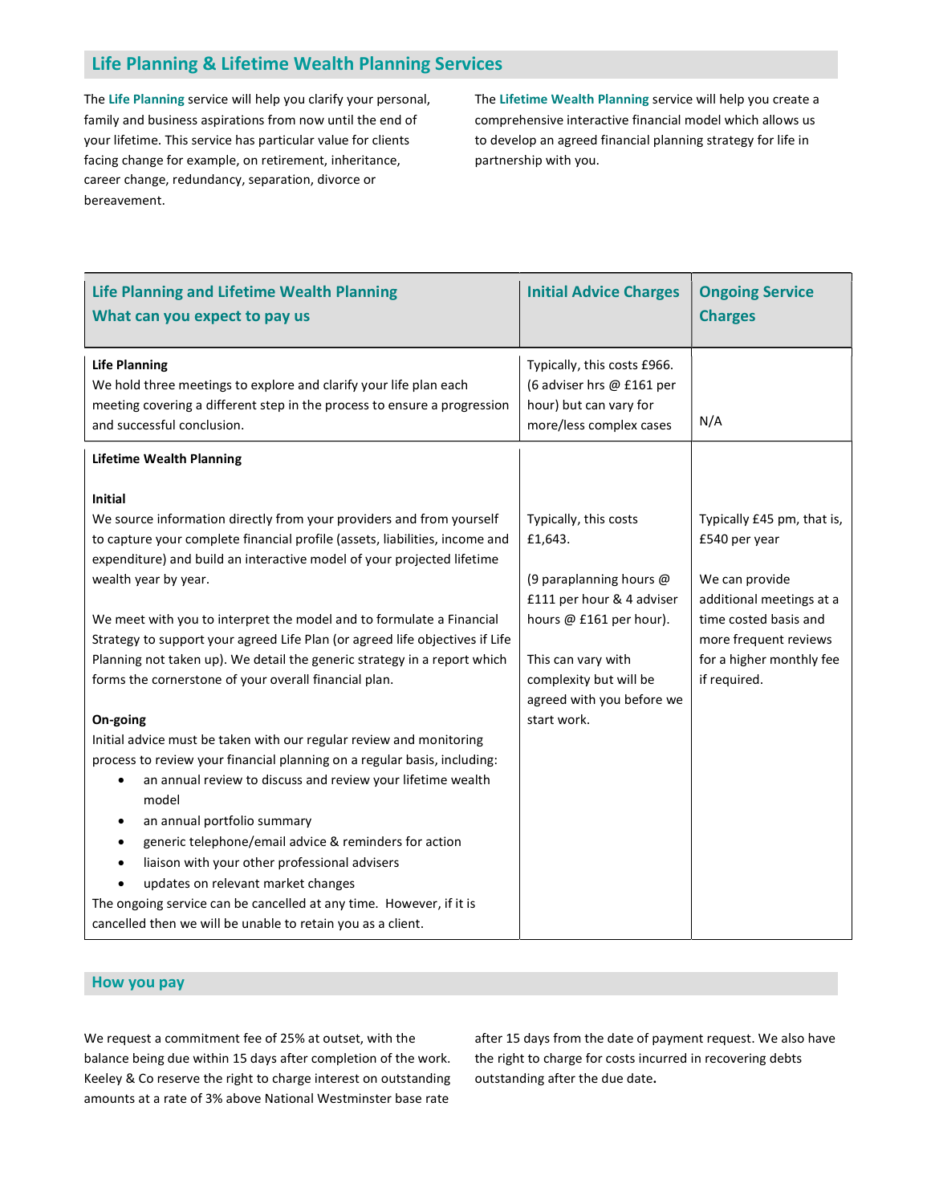## Life Planning & Lifetime Wealth Planning Services

The **Life Planning** service will help you clarify your personal, family and business aspirations from now until the end of your lifetime. This service has particular value for clients facing change for example, on retirement, inheritance, career change, redundancy, separation, divorce or bereavement.

The **Lifetime Wealth Planning** service will help you create a comprehensive interactive financial model which allows us to develop an agreed financial planning strategy for life in partnership with you.

| Life Planning and Lifetime Wealth Planning<br>What can you expect to pay us | Initial Advice Charges | Ongoing Service Charges |
|---|---|---|
| **Life Planning**<br>We hold three meetings to explore and clarify your life plan each meeting covering a different step in the process to ensure a progression and successful conclusion. | Typically, this costs £966. (6 adviser hrs @ £161 per hour) but can vary for more/less complex cases | N/A |
| **Lifetime Wealth Planning**<br><br>**Initial**<br>We source information directly from your providers and from yourself to capture your complete financial profile (assets, liabilities, income and expenditure) and build an interactive model of your projected lifetime wealth year by year.<br><br>We meet with you to interpret the model and to formulate a Financial Strategy to support your agreed Life Plan (or agreed life objectives if Life Planning not taken up). We detail the generic strategy in a report which forms the cornerstone of your overall financial plan.<br><br>**On-going**<br>Initial advice must be taken with our regular review and monitoring process to review your financial planning on a regular basis, including:<br>• an annual review to discuss and review your lifetime wealth model<br>• an annual portfolio summary<br>• generic telephone/email advice & reminders for action<br>• liaison with your other professional advisers<br>• updates on relevant market changes<br>The ongoing service can be cancelled at any time. However, if it is cancelled then we will be unable to retain you as a client. | Typically, this costs £1,643.<br><br>(9 paraplanning hours @ £111 per hour & 4 adviser hours @ £161 per hour).<br><br>This can vary with complexity but will be agreed with you before we start work. | Typically £45 pm, that is, £540 per year<br><br>We can provide additional meetings at a time costed basis and more frequent reviews for a higher monthly fee if required. |

## How you pay

We request a commitment fee of 25% at outset, with the balance being due within 15 days after completion of the work. Keeley & Co reserve the right to charge interest on outstanding amounts at a rate of 3% above National Westminster base rate after 15 days from the date of payment request. We also have the right to charge for costs incurred in recovering debts outstanding after the due date.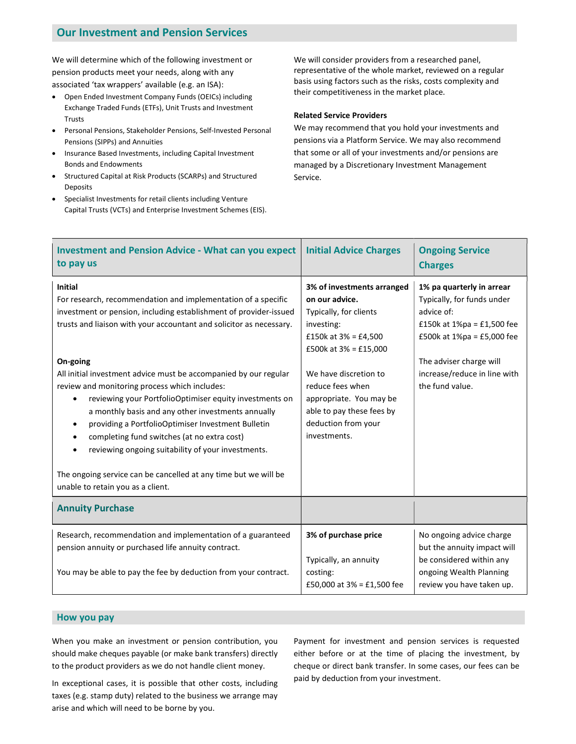## Our Investment and Pension Services

We will determine which of the following investment or pension products meet your needs, along with any associated 'tax wrappers' available (e.g. an ISA):

- Open Ended Investment Company Funds (OEICs) including Exchange Traded Funds (ETFs), Unit Trusts and Investment Trusts
- Personal Pensions, Stakeholder Pensions, Self-Invested Personal Pensions (SIPPs) and Annuities
- Insurance Based Investments, including Capital Investment Bonds and Endowments
- Structured Capital at Risk Products (SCARPs) and Structured Deposits
- Specialist Investments for retail clients including Venture Capital Trusts (VCTs) and Enterprise Investment Schemes (EIS).

We will consider providers from a researched panel, representative of the whole market, reviewed on a regular basis using factors such as the risks, costs complexity and their competitiveness in the market place.

**Related Service Providers**

We may recommend that you hold your investments and pensions via a Platform Service. We may also recommend that some or all of your investments and/or pensions are managed by a Discretionary Investment Management Service.

| Investment and Pension Advice - What can you expect to pay us | Initial Advice Charges | Ongoing Service Charges |
|---|---|---|
| **Initial**<br>For research, recommendation and implementation of a specific investment or pension, including establishment of provider-issued trusts and liaison with your accountant and solicitor as necessary.<br><br>**On-going**<br>All initial investment advice must be accompanied by our regular review and monitoring process which includes:<br>• reviewing your PortfolioOptimiser equity investments on a monthly basis and any other investments annually<br>• providing a PortfolioOptimiser Investment Bulletin<br>• completing fund switches (at no extra cost)<br>• reviewing ongoing suitability of your investments.<br><br>The ongoing service can be cancelled at any time but we will be unable to retain you as a client. | **3% of investments arranged on our advice.**<br>Typically, for clients investing:<br>£150k at 3% = £4,500<br>£500k at 3% = £15,000<br><br>We have discretion to reduce fees when appropriate. You may be able to pay these fees by deduction from your investments. | **1% pa quarterly in arrear**<br>Typically, for funds under advice of:<br>£150k at 1%pa = £1,500 fee<br>£500k at 1%pa = £5,000 fee<br><br>The adviser charge will increase/reduce in line with the fund value. |
| **Annuity Purchase** | | |
| Research, recommendation and implementation of a guaranteed pension annuity or purchased life annuity contract.<br><br>You may be able to pay the fee by deduction from your contract. | **3% of purchase price**<br><br>Typically, an annuity costing:<br>£50,000 at 3% = £1,500 fee | No ongoing advice charge but the annuity impact will be considered within any ongoing Wealth Planning review you have taken up. |

## How you pay

When you make an investment or pension contribution, you should make cheques payable (or make bank transfers) directly to the product providers as we do not handle client money.

In exceptional cases, it is possible that other costs, including taxes (e.g. stamp duty) related to the business we arrange may arise and which will need to be borne by you.

Payment for investment and pension services is requested either before or at the time of placing the investment, by cheque or direct bank transfer. In some cases, our fees can be paid by deduction from your investment.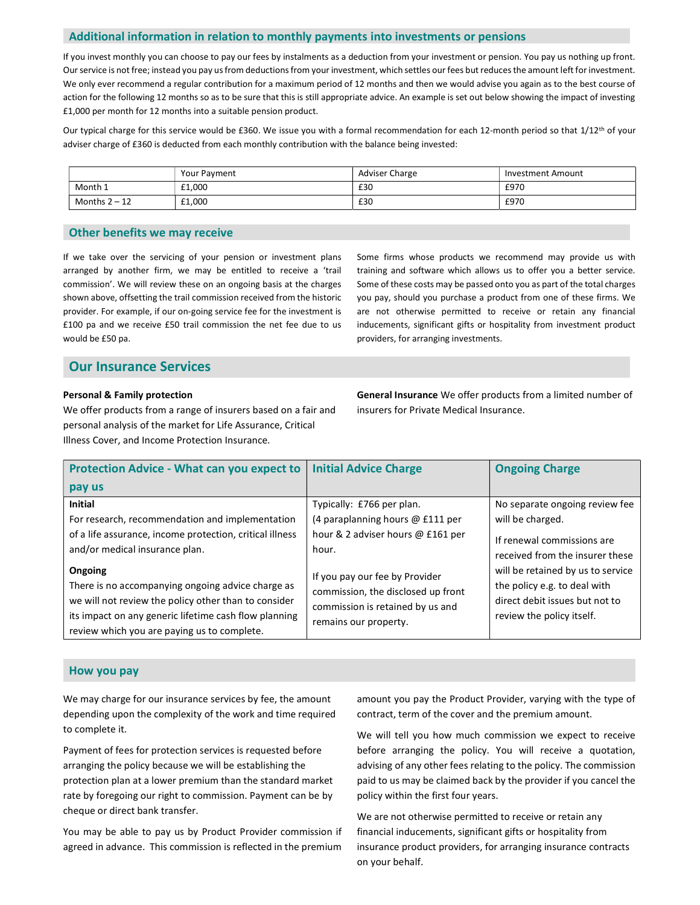## Additional information in relation to monthly payments into investments or pensions

If you invest monthly you can choose to pay our fees by instalments as a deduction from your investment or pension. You pay us nothing up front. Our service is not free; instead you pay us from deductions from your investment, which settles our fees but reduces the amount left for investment. We only ever recommend a regular contribution for a maximum period of 12 months and then we would advise you again as to the best course of action for the following 12 months so as to be sure that this is still appropriate advice. An example is set out below showing the impact of investing £1,000 per month for 12 months into a suitable pension product.

Our typical charge for this service would be £360. We issue you with a formal recommendation for each 12-month period so that 1/12th of your adviser charge of £360 is deducted from each monthly contribution with the balance being invested:

| | Your Payment | Adviser Charge | Investment Amount |
|---|---|---|---|
| Month 1 | £1,000 | £30 | £970 |
| Months 2 – 12 | £1,000 | £30 | £970 |

## Other benefits we may receive

If we take over the servicing of your pension or investment plans arranged by another firm, we may be entitled to receive a 'trail commission'. We will review these on an ongoing basis at the charges shown above, offsetting the trail commission received from the historic provider. For example, if our on-going service fee for the investment is £100 pa and we receive £50 trail commission the net fee due to us would be £50 pa.

Some firms whose products we recommend may provide us with training and software which allows us to offer you a better service. Some of these costs may be passed onto you as part of the total charges you pay, should you purchase a product from one of these firms. We are not otherwise permitted to receive or retain any financial inducements, significant gifts or hospitality from investment product providers, for arranging investments.

## Our Insurance Services

**Personal & Family protection**
We offer products from a range of insurers based on a fair and personal analysis of the market for Life Assurance, Critical Illness Cover, and Income Protection Insurance.

**General Insurance** We offer products from a limited number of insurers for Private Medical Insurance.

| Protection Advice - What can you expect to pay us | Initial Advice Charge | Ongoing Charge |
|---|---|---|
| **Initial**<br>For research, recommendation and implementation of a life assurance, income protection, critical illness and/or medical insurance plan.<br><br>**Ongoing**<br>There is no accompanying ongoing advice charge as we will not review the policy other than to consider its impact on any generic lifetime cash flow planning review which you are paying us to complete. | Typically: £766 per plan.<br>(4 paraplanning hours @ £111 per hour & 2 adviser hours @ £161 per hour.<br><br>If you pay our fee by Provider commission, the disclosed up front commission is retained by us and remains our property. | No separate ongoing review fee will be charged.<br><br>If renewal commissions are received from the insurer these will be retained by us to service the policy e.g. to deal with direct debit issues but not to review the policy itself. |

## How you pay

We may charge for our insurance services by fee, the amount depending upon the complexity of the work and time required to complete it.

Payment of fees for protection services is requested before arranging the policy because we will be establishing the protection plan at a lower premium than the standard market rate by foregoing our right to commission. Payment can be by cheque or direct bank transfer.

You may be able to pay us by Product Provider commission if agreed in advance. This commission is reflected in the premium amount you pay the Product Provider, varying with the type of contract, term of the cover and the premium amount.

We will tell you how much commission we expect to receive before arranging the policy. You will receive a quotation, advising of any other fees relating to the policy. The commission paid to us may be claimed back by the provider if you cancel the policy within the first four years.

We are not otherwise permitted to receive or retain any financial inducements, significant gifts or hospitality from insurance product providers, for arranging insurance contracts on your behalf.